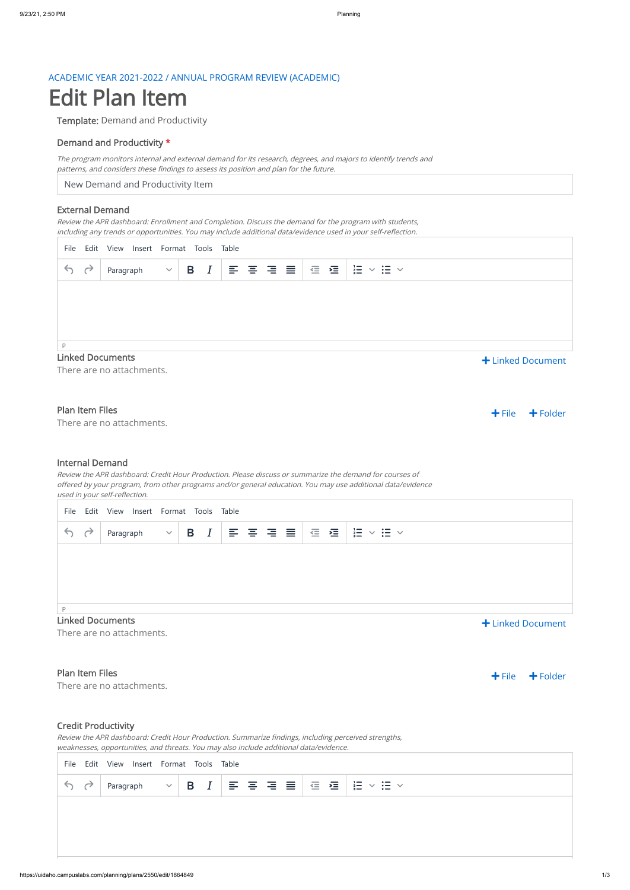ACADEMIC YEAR 2021-2022 / ANNUAL PROGRAM REVIEW (ACADEMIC)

# Edit Plan Item

**Template:** Demand and Productivity

### Demand and Productivity *

*The program monitors internal and external demand for its research, degrees, and majors to identify trends and patterns, and considers these findings to assess its position and plan for the future.*

New Demand and Productivity Item

### External Demand

*Review the APR dashboard: Enrollment and Completion. Discuss the demand for the program with students, including any trends or opportunities. You may include additional data/evidence used in your self-reflection.*

File Edit View Insert Format Tools Table

Paragraph

P

**Linked Documents**

There are no attachments.

+ Linked Document

**Plan Item Files**

There are no attachments.

+ File + Folder

### Internal Demand

*Review the APR dashboard: Credit Hour Production. Please discuss or summarize the demand for courses of offered by your program, from other programs and/or general education. You may use additional data/evidence used in your self-reflection.*

File Edit View Insert Format Tools Table

Paragraph

P

**Linked Documents**

There are no attachments.

+ Linked Document

**Plan Item Files**

There are no attachments.

+ File + Folder

### Credit Productivity

*Review the APR dashboard: Credit Hour Production. Summarize findings, including perceived strengths, weaknesses, opportunities, and threats. You may also include additional data/evidence.*

File Edit View Insert Format Tools Table

Paragraph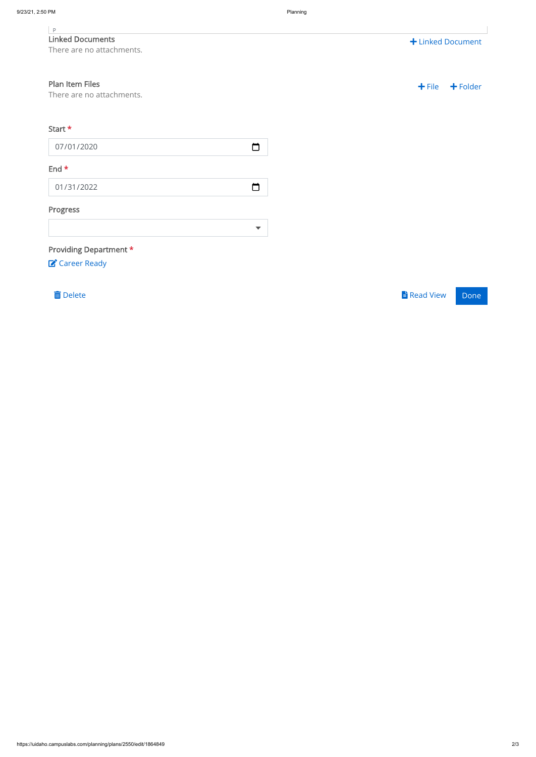P

Linked Documents

There are no attachments.

+ Linked Document

Plan Item Files

There are no attachments.

+ File + Folder

Start *

07/01/2020

End *

01/31/2022

Progress

Providing Department *

Career Ready

Delete

Read View

Done